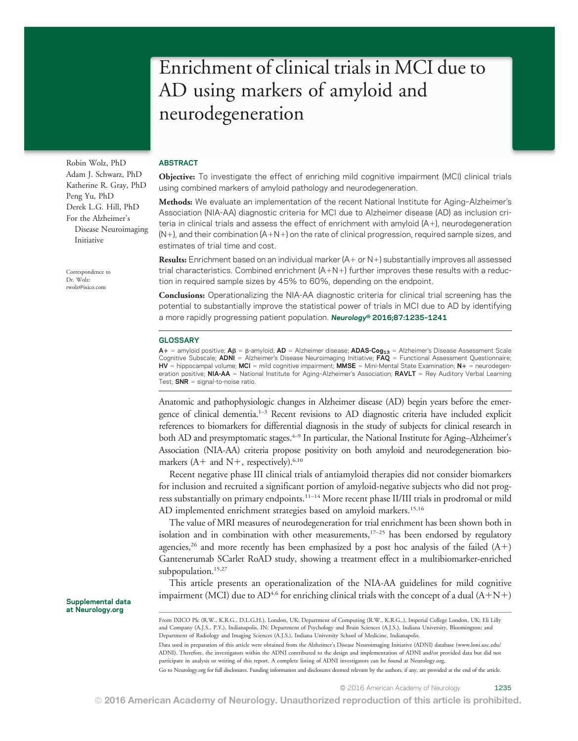# Enrichment of clinical trials in MCI due to AD using markers of amyloid and neurodegeneration

Robin Wolz, PhD
Adam J. Schwarz, PhD
Katherine R. Gray, PhD
Peng Yu, PhD
Derek L.G. Hill, PhD
For the Alzheimer's Disease Neuroimaging Initiative

Correspondence to Dr. Wolz: rwolz@ixico.com

Supplemental data at Neurology.org

## ABSTRACT

**Objective:** To investigate the effect of enriching mild cognitive impairment (MCI) clinical trials using combined markers of amyloid pathology and neurodegeneration.

**Methods:** We evaluate an implementation of the recent National Institute for Aging–Alzheimer's Association (NIA-AA) diagnostic criteria for MCI due to Alzheimer disease (AD) as inclusion criteria in clinical trials and assess the effect of enrichment with amyloid (A+), neurodegeneration (N+), and their combination (A+N+) on the rate of clinical progression, required sample sizes, and estimates of trial time and cost.

**Results:** Enrichment based on an individual marker (A+ or N+) substantially improves all assessed trial characteristics. Combined enrichment (A+N+) further improves these results with a reduction in required sample sizes by 45% to 60%, depending on the endpoint.

**Conclusions:** Operationalizing the NIA-AA diagnostic criteria for clinical trial screening has the potential to substantially improve the statistical power of trials in MCI due to AD by identifying a more rapidly progressing patient population. *Neurology®* **2016;87:1235–1241**

## GLOSSARY

**A+** = amyloid positive; **Aβ** = β-amyloid; **AD** = Alzheimer disease; **ADAS-Cog$_{13}$** = Alzheimer's Disease Assessment Scale Cognitive Subscale; **ADNI** = Alzheimer's Disease Neuroimaging Initiative; **FAQ** = Functional Assessment Questionnaire; **HV** = hippocampal volume; **MCI** = mild cognitive impairment; **MMSE** = Mini-Mental State Examination; **N+** = neurodegeneration positive; **NIA-AA** = National Institute for Aging–Alzheimer's Association; **RAVLT** = Rey Auditory Verbal Learning Test; **SNR** = signal-to-noise ratio.

Anatomic and pathophysiologic changes in Alzheimer disease (AD) begin years before the emergence of clinical dementia.[1–3] Recent revisions to AD diagnostic criteria have included explicit references to biomarkers for differential diagnosis in the study of subjects for clinical research in both AD and presymptomatic stages.[4–9] In particular, the National Institute for Aging–Alzheimer's Association (NIA-AA) criteria propose positivity on both amyloid and neurodegeneration biomarkers (A+ and N+, respectively).[6,10]

Recent negative phase III clinical trials of antiamyloid therapies did not consider biomarkers for inclusion and recruited a significant portion of amyloid-negative subjects who did not progress substantially on primary endpoints.[11–14] More recent phase II/III trials in prodromal or mild AD implemented enrichment strategies based on amyloid markers.[15,16]

The value of MRI measures of neurodegeneration for trial enrichment has been shown both in isolation and in combination with other measurements,[17–25] has been endorsed by regulatory agencies,[26] and more recently has been emphasized by a post hoc analysis of the failed (A+) Gantenerumab SCarlet RoAD study, showing a treatment effect in a multibiomarker-enriched subpopulation.[15,27]

This article presents an operationalization of the NIA-AA guidelines for mild cognitive impairment (MCI) due to AD[4,6] for enriching clinical trials with the concept of a dual (A+N+)

From IXICO Plc (R.W., K.R.G., D.L.G.H.), London, UK; Department of Computing (R.W., K.R.G.,), Imperial College London, UK; Eli Lilly and Company (A.J.S., P.Y.), Indianapolis, IN; Department of Psychology and Brain Sciences (A.J.S.), Indiana University, Bloomington; and Department of Radiology and Imaging Sciences (A.J.S.), Indiana University School of Medicine, Indianapolis.

Data used in preparation of this article were obtained from the Alzheimer's Disease Neuroimaging Initiative (ADNI) database (www.loni.usc.edu/ADNI). Therefore, the investigators within the ADNI contributed to the design and implementation of ADNI and/or provided data but did not participate in analysis or writing of this report. A complete listing of ADNI investigators can be found at Neurology.org.

Go to Neurology.org for full disclosures. Funding information and disclosures deemed relevant by the authors, if any, are provided at the end of the article.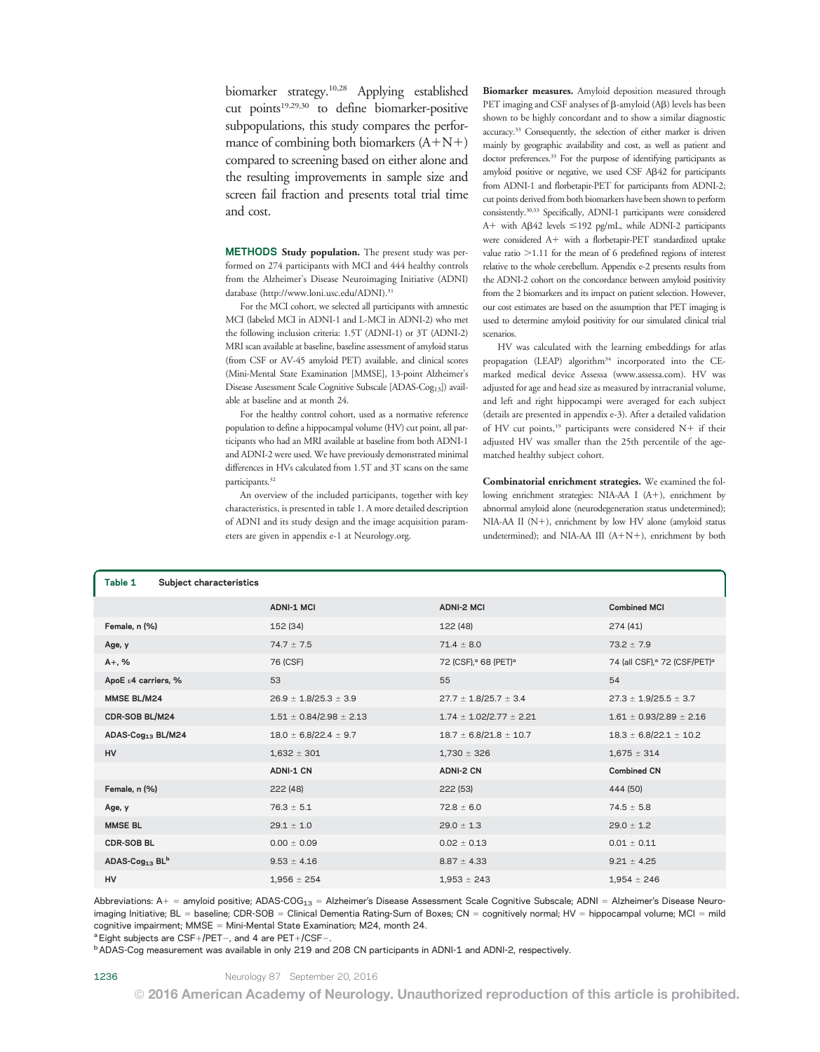biomarker strategy.[10,28] Applying established cut points[19,29,30] to define biomarker-positive subpopulations, this study compares the performance of combining both biomarkers (A+N+) compared to screening based on either alone and the resulting improvements in sample size and screen fail fraction and presents total trial time and cost.

## METHODS

**Study population.** The present study was performed on 274 participants with MCI and 444 healthy controls from the Alzheimer's Disease Neuroimaging Initiative (ADNI) database (http://www.loni.usc.edu/ADNI).[31]

For the MCI cohort, we selected all participants with amnestic MCI (labeled MCI in ADNI-1 and L-MCI in ADNI-2) who met the following inclusion criteria: 1.5T (ADNI-1) or 3T (ADNI-2) MRI scan available at baseline, baseline assessment of amyloid status (from CSF or AV-45 amyloid PET) available, and clinical scores (Mini-Mental State Examination [MMSE], 13-point Alzheimer's Disease Assessment Scale Cognitive Subscale [ADAS-$Cog_{13}$]) available at baseline and at month 24.

For the healthy control cohort, used as a normative reference population to define a hippocampal volume (HV) cut point, all participants who had an MRI available at baseline from both ADNI-1 and ADNI-2 were used. We have previously demonstrated minimal differences in HVs calculated from 1.5T and 3T scans on the same participants.[32]

An overview of the included participants, together with key characteristics, is presented in table 1. A more detailed description of ADNI and its study design and the image acquisition parameters are given in appendix e-1 at Neurology.org.

**Biomarker measures.** Amyloid deposition measured through PET imaging and CSF analyses of β-amyloid (Aβ) levels has been shown to be highly concordant and to show a similar diagnostic accuracy.[33] Consequently, the selection of either marker is driven mainly by geographic availability and cost, as well as patient and doctor preferences.[33] For the purpose of identifying participants as amyloid positive or negative, we used CSF Aβ42 for participants from ADNI-1 and florbetapir-PET for participants from ADNI-2; cut points derived from both biomarkers have been shown to perform consistently.[30,33] Specifically, ADNI-1 participants were considered A+ with Aβ42 levels ≤192 pg/mL, while ADNI-2 participants were considered A+ with a florbetapir-PET standardized uptake value ratio >1.11 for the mean of 6 predefined regions of interest relative to the whole cerebellum. Appendix e-2 presents results from the ADNI-2 cohort on the concordance between amyloid positivity from the 2 biomarkers and its impact on patient selection. However, our cost estimates are based on the assumption that PET imaging is used to determine amyloid positivity for our simulated clinical trial scenarios.

HV was calculated with the learning embeddings for atlas propagation (LEAP) algorithm[34] incorporated into the CE-marked medical device Assessa (www.assessa.com). HV was adjusted for age and head size as measured by intracranial volume, and left and right hippocampi were averaged for each subject (details are presented in appendix e-3). After a detailed validation of HV cut points,[19] participants were considered N+ if their adjusted HV was smaller than the 25th percentile of the age-matched healthy subject cohort.

**Combinatorial enrichment strategies.** We examined the following enrichment strategies: NIA-AA I (A+), enrichment by abnormal amyloid alone (neurodegeneration status undetermined); NIA-AA II (N+), enrichment by low HV alone (amyloid status undetermined); and NIA-AA III (A+N+), enrichment by both

**Table 1** Subject characteristics

| | ADNI-1 MCI | ADNI-2 MCI | Combined MCI |
|---|---|---|---|
| Female, n (%) | 152 (34) | 122 (48) | 274 (41) |
| Age, y | 74.7 ± 7.5 | 71.4 ± 8.0 | 73.2 ± 7.9 |
| A+, % | 76 (CSF) | 72 (CSF),[a] 68 (PET)[a] | 74 (all CSF),[a] 72 (CSF/PET)[a] |
| ApoE ε4 carriers, % | 53 | 55 | 54 |
| MMSE BL/M24 | 26.9 ± 1.8/25.3 ± 3.9 | 27.7 ± 1.8/25.7 ± 3.4 | 27.3 ± 1.9/25.5 ± 3.7 |
| CDR-SOB BL/M24 | 1.51 ± 0.84/2.98 ± 2.13 | 1.74 ± 1.02/2.77 ± 2.21 | 1.61 ± 0.93/2.89 ± 2.16 |
| ADAS-$Cog_{13}$ BL/M24 | 18.0 ± 6.8/22.4 ± 9.7 | 18.7 ± 6.8/21.8 ± 10.7 | 18.3 ± 6.8/22.1 ± 10.2 |
| HV | 1,632 ± 301 | 1,730 ± 326 | 1,675 ± 314 |
| | **ADNI-1 CN** | **ADNI-2 CN** | **Combined CN** |
| Female, n (%) | 222 (48) | 222 (53) | 444 (50) |
| Age, y | 76.3 ± 5.1 | 72.8 ± 6.0 | 74.5 ± 5.8 |
| MMSE BL | 29.1 ± 1.0 | 29.0 ± 1.3 | 29.0 ± 1.2 |
| CDR-SOB BL | 0.00 ± 0.09 | 0.02 ± 0.13 | 0.01 ± 0.11 |
| ADAS-$Cog_{13}$ BL[b] | 9.53 ± 4.16 | 8.87 ± 4.33 | 9.21 ± 4.25 |
| HV | 1,956 ± 254 | 1,953 ± 243 | 1,954 ± 246 |

Abbreviations: A+ = amyloid positive; ADAS-$COG_{13}$ = Alzheimer's Disease Assessment Scale Cognitive Subscale; ADNI = Alzheimer's Disease Neuroimaging Initiative; BL = baseline; CDR-SOB = Clinical Dementia Rating-Sum of Boxes; CN = cognitively normal; HV = hippocampal volume; MCI = mild cognitive impairment; MMSE = Mini-Mental State Examination; M24, month 24.

[a] Eight subjects are CSF+/PET−, and 4 are PET+/CSF−.

[b] ADAS-Cog measurement was available in only 219 and 208 CN participants in ADNI-1 and ADNI-2, respectively.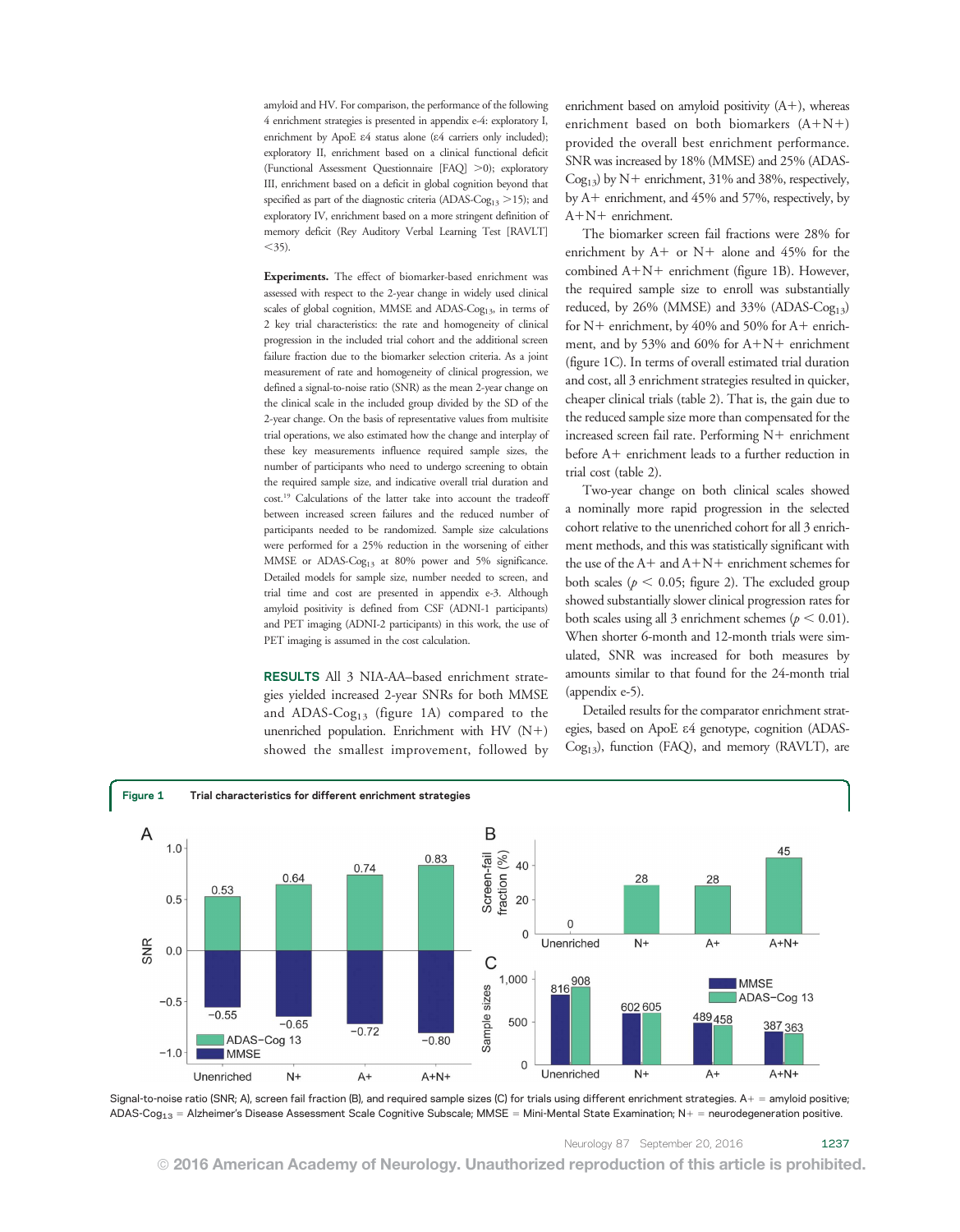amyloid and HV. For comparison, the performance of the following 4 enrichment strategies is presented in appendix e-4: exploratory I, enrichment by ApoE ε4 status alone (ε4 carriers only included); exploratory II, enrichment based on a clinical functional deficit (Functional Assessment Questionnaire [FAQ] >0); exploratory III, enrichment based on a deficit in global cognition beyond that specified as part of the diagnostic criteria (ADAS-$Cog_{13}$ >15); and exploratory IV, enrichment based on a more stringent definition of memory deficit (Rey Auditory Verbal Learning Test [RAVLT] <35).

**Experiments.** The effect of biomarker-based enrichment was assessed with respect to the 2-year change in widely used clinical scales of global cognition, MMSE and ADAS-$Cog_{13}$, in terms of 2 key trial characteristics: the rate and homogeneity of clinical progression in the included trial cohort and the additional screen failure fraction due to the biomarker selection criteria. As a joint measurement of rate and homogeneity of clinical progression, we defined a signal-to-noise ratio (SNR) as the mean 2-year change on the clinical scale in the included group divided by the SD of the 2-year change. On the basis of representative values from multisite trial operations, we also estimated how the change and interplay of these key measurements influence required sample sizes, the number of participants who need to undergo screening to obtain the required sample size, and indicative overall trial duration and cost.[19] Calculations of the latter take into account the tradeoff between increased screen failures and the reduced number of participants needed to be randomized. Sample size calculations were performed for a 25% reduction in the worsening of either MMSE or ADAS-$Cog_{13}$ at 80% power and 5% significance. Detailed models for sample size, number needed to screen, and trial time and cost are presented in appendix e-3. Although amyloid positivity is defined from CSF (ADNI-1 participants) and PET imaging (ADNI-2 participants) in this work, the use of PET imaging is assumed in the cost calculation.

**RESULTS** All 3 NIA-AA–based enrichment strategies yielded increased 2-year SNRs for both MMSE and ADAS-$Cog_{13}$ (figure 1A) compared to the unenriched population. Enrichment with HV (N+) showed the smallest improvement, followed by enrichment based on amyloid positivity (A+), whereas enrichment based on both biomarkers (A+N+) provided the overall best enrichment performance. SNR was increased by 18% (MMSE) and 25% (ADAS-$Cog_{13}$) by N+ enrichment, 31% and 38%, respectively, by A+ enrichment, and 45% and 57%, respectively, by A+N+ enrichment.

The biomarker screen fail fractions were 28% for enrichment by A+ or N+ alone and 45% for the combined A+N+ enrichment (figure 1B). However, the required sample size to enroll was substantially reduced, by 26% (MMSE) and 33% (ADAS-$Cog_{13}$) for N+ enrichment, by 40% and 50% for A+ enrichment, and by 53% and 60% for A+N+ enrichment (figure 1C). In terms of overall estimated trial duration and cost, all 3 enrichment strategies resulted in quicker, cheaper clinical trials (table 2). That is, the gain due to the reduced sample size more than compensated for the increased screen fail rate. Performing N+ enrichment before A+ enrichment leads to a further reduction in trial cost (table 2).

Two-year change on both clinical scales showed a nominally more rapid progression in the selected cohort relative to the unenriched cohort for all 3 enrichment methods, and this was statistically significant with the use of the A+ and A+N+ enrichment schemes for both scales ($p < 0.05$; figure 2). The excluded group showed substantially slower clinical progression rates for both scales using all 3 enrichment schemes ($p < 0.01$). When shorter 6-month and 12-month trials were simulated, SNR was increased for both measures by amounts similar to that found for the 24-month trial (appendix e-5).

Detailed results for the comparator enrichment strategies, based on ApoE ε4 genotype, cognition (ADAS-$Cog_{13}$), function (FAQ), and memory (RAVLT), are

**Figure 1** Trial characteristics for different enrichment strategies

| | Unenriched | N+ | A+ | A+N+ |
|---|---|---|---|---|
| A: SNR, ADAS-Cog 13 | 0.53 | 0.64 | 0.74 | 0.83 |
| A: SNR, MMSE | −0.55 | −0.65 | −0.72 | −0.80 |
| B: Screen-fail fraction (%) | 0 | 28 | 28 | 45 |
| C: Sample sizes, MMSE | 816 | 602 | 489 | 387 |
| C: Sample sizes, ADAS-Cog 13 | 908 | 605 | 458 | 363 |

Signal-to-noise ratio (SNR; A), screen fail fraction (B), and required sample sizes (C) for trials using different enrichment strategies. A+ = amyloid positive; ADAS-$Cog_{13}$ = Alzheimer's Disease Assessment Scale Cognitive Subscale; MMSE = Mini-Mental State Examination; N+ = neurodegeneration positive.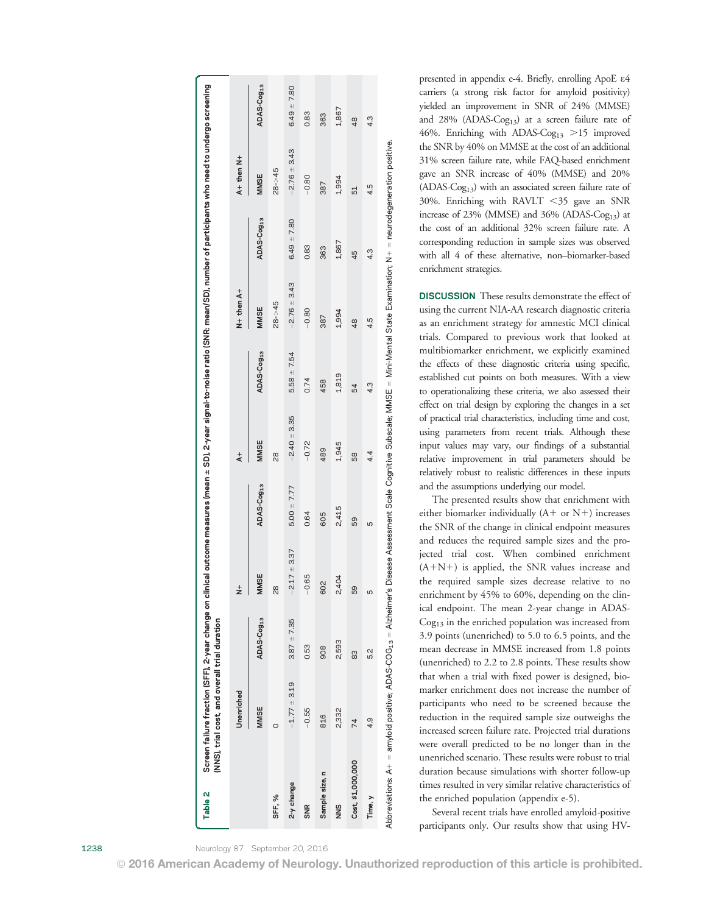**Table 2** Screen failure fraction (SFF), 2-year change on clinical outcome measures (mean ± SD), 2-year signal-to-noise ratio (SNR: mean/SD), number of participants who need to undergo screening (NNS), trial cost, and overall trial duration

| | Unenriched | | N+ | | A+ | | N+ then A+ | | A+ then N+ | |
|---|---|---|---|---|---|---|---|---|---|---|
| | MMSE | ADAS-Cog$_{13}$ | MMSE | ADAS-Cog$_{13}$ | MMSE | ADAS-Cog$_{13}$ | MMSE | ADAS-Cog$_{13}$ | MMSE | ADAS-Cog$_{13}$ |
| SFF, % | 0 | | 28 | | 28 | | 28->45 | | 28->45 | |
| 2-y change | −1.77 ± 3.19 | 3.87 ± 7.35 | −2.17 ± 3.37 | 5.00 ± 7.77 | −2.40 ± 3.35 | 5.58 ± 7.54 | −2.76 ± 3.43 | 6.49 ± 7.80 | −2.76 ± 3.43 | 6.49 ± 7.80 |
| SNR | −0.55 | 0.53 | −0.65 | 0.64 | −0.72 | 0.74 | −0.80 | 0.83 | −0.80 | 0.83 |
| Sample size, n | 816 | 908 | 602 | 605 | 489 | 458 | 387 | 363 | 387 | 363 |
| NNS | 2,332 | 2,593 | 2,404 | 2,415 | 1,945 | 1,819 | 1,994 | 1,867 | 1,994 | 1,867 |
| Cost, $1,000,000 | 74 | 83 | 59 | 59 | 58 | 54 | 48 | 45 | 51 | 48 |
| Time, y | 4.9 | 5.2 | 5 | 5 | 4.4 | 4.3 | 4.5 | 4.3 | 4.5 | 4.3 |

Abbreviations: A+ = amyloid positive; ADAS-COG$_{13}$ = Alzheimer's Disease Assessment Scale Cognitive Subscale; MMSE = Mini-Mental State Examination; N+ = neurodegeneration positive.

presented in appendix e-4. Briefly, enrolling ApoE ε4 carriers (a strong risk factor for amyloid positivity) yielded an improvement in SNR of 24% (MMSE) and 28% (ADAS-Cog$_{13}$) at a screen failure rate of 46%. Enriching with ADAS-Cog$_{13}$ >15 improved the SNR by 40% on MMSE at the cost of an additional 31% screen failure rate, while FAQ-based enrichment gave an SNR increase of 40% (MMSE) and 20% (ADAS-Cog$_{13}$) with an associated screen failure rate of 30%. Enriching with RAVLT <35 gave an SNR increase of 23% (MMSE) and 36% (ADAS-Cog$_{13}$) at the cost of an additional 32% screen failure rate. A corresponding reduction in sample sizes was observed with all 4 of these alternative, non–biomarker-based enrichment strategies.

## DISCUSSION

These results demonstrate the effect of using the current NIA-AA research diagnostic criteria as an enrichment strategy for amnestic MCI clinical trials. Compared to previous work that looked at multibiomarker enrichment, we explicitly examined the effects of these diagnostic criteria using specific, established cut points on both measures. With a view to operationalizing these criteria, we also assessed their effect on trial design by exploring the changes in a set of practical trial characteristics, including time and cost, using parameters from recent trials. Although these input values may vary, our findings of a substantial relative improvement in trial parameters should be relatively robust to realistic differences in these inputs and the assumptions underlying our model.

The presented results show that enrichment with either biomarker individually (A+ or N+) increases the SNR of the change in clinical endpoint measures and reduces the required sample sizes and the projected trial cost. When combined enrichment (A+N+) is applied, the SNR values increase and the required sample sizes decrease relative to no enrichment by 45% to 60%, depending on the clinical endpoint. The mean 2-year change in ADAS-Cog$_{13}$ in the enriched population was increased from 3.9 points (unenriched) to 5.0 to 6.5 points, and the mean decrease in MMSE increased from 1.8 points (unenriched) to 2.2 to 2.8 points. These results show that when a trial with fixed power is designed, biomarker enrichment does not increase the number of participants who need to be screened because the reduction in the required sample size outweighs the increased screen failure rate. Projected trial durations were overall predicted to be no longer than in the unenriched scenario. These results were robust to trial duration because simulations with shorter follow-up times resulted in very similar relative characteristics of the enriched population (appendix e-5).

Several recent trials have enrolled amyloid-positive participants only. Our results show that using HV-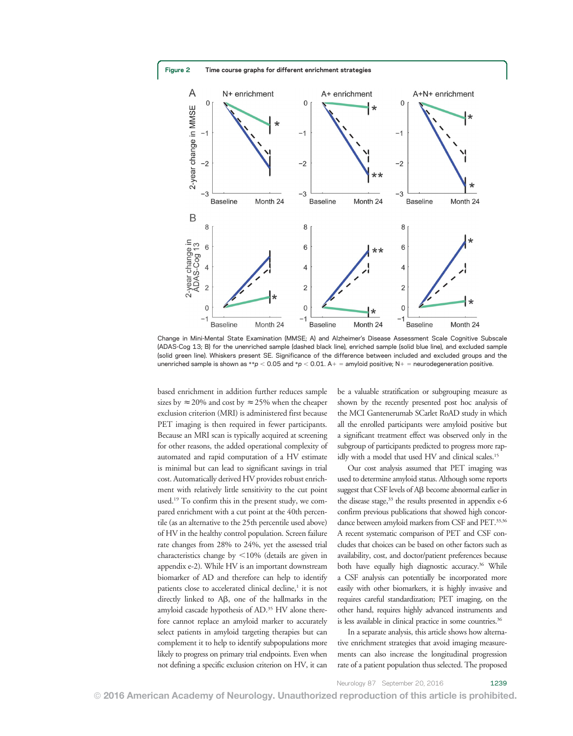**Figure 2** Time course graphs for different enrichment strategies

Change in Mini-Mental State Examination (MMSE; A) and Alzheimer's Disease Assessment Scale Cognitive Subscale (ADAS-Cog 13; B) for the unenriched sample (dashed black line), enriched sample (solid blue line), and excluded sample (solid green line). Whiskers present SE. Significance of the difference between included and excluded groups and the unenriched sample is shown as **$p < 0.05$ and *$p < 0.01$. A+ = amyloid positive; N+ = neurodegeneration positive.

based enrichment in addition further reduces sample sizes by ≈20% and cost by ≈25% when the cheaper exclusion criterion (MRI) is administered first because PET imaging is then required in fewer participants. Because an MRI scan is typically acquired at screening for other reasons, the added operational complexity of automated and rapid computation of a HV estimate is minimal but can lead to significant savings in trial cost. Automatically derived HV provides robust enrichment with relatively little sensitivity to the cut point used.[19] To confirm this in the present study, we compared enrichment with a cut point at the 40th percentile (as an alternative to the 25th percentile used above) of HV in the healthy control population. Screen failure rate changes from 28% to 24%, yet the assessed trial characteristics change by <10% (details are given in appendix e-2). While HV is an important downstream biomarker of AD and therefore can help to identify patients close to accelerated clinical decline,[1] it is not directly linked to Aβ, one of the hallmarks in the amyloid cascade hypothesis of AD.[35] HV alone therefore cannot replace an amyloid marker to accurately select patients in amyloid targeting therapies but can complement it to help to identify subpopulations more likely to progress on primary trial endpoints. Even when not defining a specific exclusion criterion on HV, it can be a valuable stratification or subgrouping measure as shown by the recently presented post hoc analysis of the MCI Gantenerumab SCarlet RoAD study in which all the enrolled participants were amyloid positive but a significant treatment effect was observed only in the subgroup of participants predicted to progress more rapidly with a model that used HV and clinical scales.[15]

Our cost analysis assumed that PET imaging was used to determine amyloid status. Although some reports suggest that CSF levels of Aβ become abnormal earlier in the disease stage,[33] the results presented in appendix e-6 confirm previous publications that showed high concordance between amyloid markers from CSF and PET.[33,36] A recent systematic comparison of PET and CSF concludes that choices can be based on other factors such as availability, cost, and doctor/patient preferences because both have equally high diagnostic accuracy.[36] While a CSF analysis can potentially be incorporated more easily with other biomarkers, it is highly invasive and requires careful standardization; PET imaging, on the other hand, requires highly advanced instruments and is less available in clinical practice in some countries.[36]

In a separate analysis, this article shows how alternative enrichment strategies that avoid imaging measurements can also increase the longitudinal progression rate of a patient population thus selected. The proposed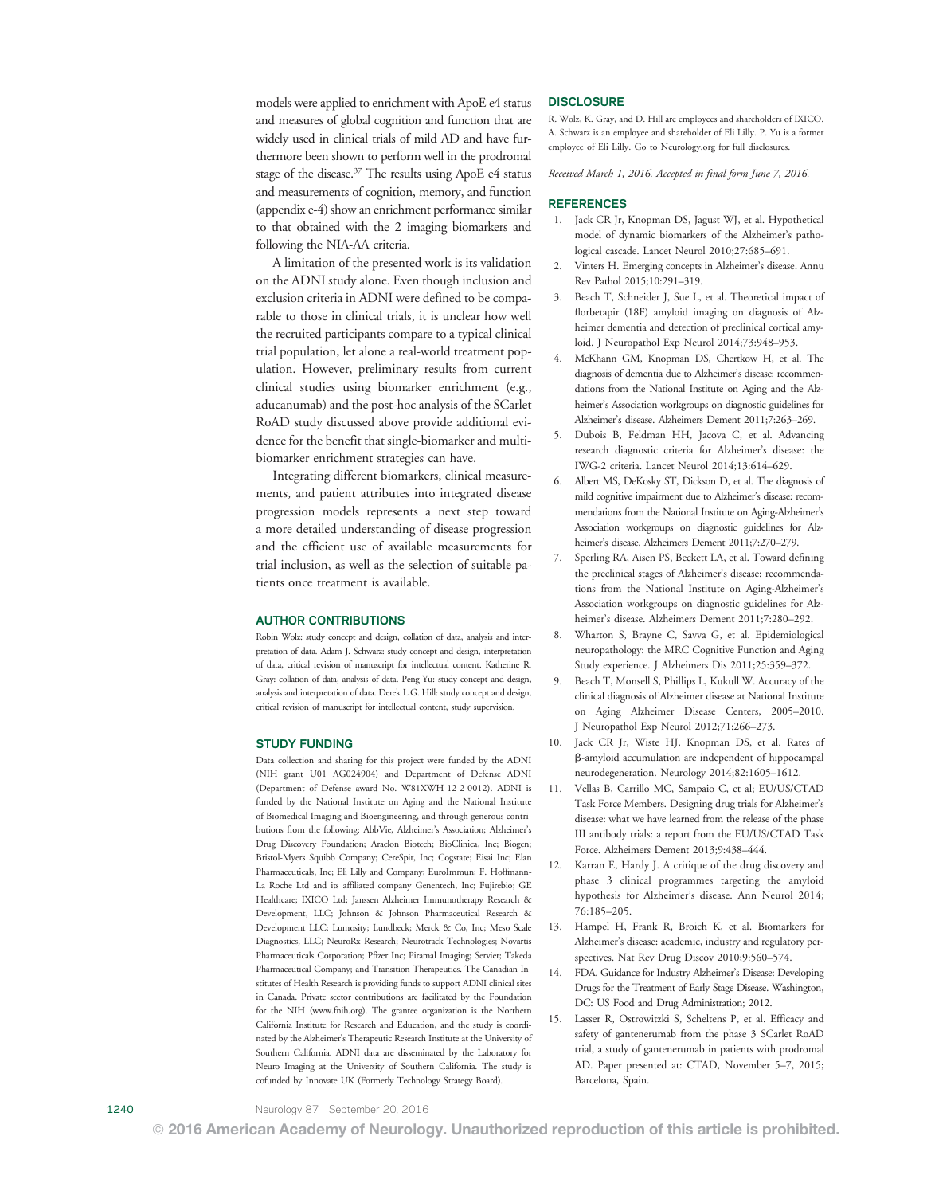models were applied to enrichment with ApoE e4 status and measures of global cognition and function that are widely used in clinical trials of mild AD and have furthermore been shown to perform well in the prodromal stage of the disease.[37] The results using ApoE e4 status and measurements of cognition, memory, and function (appendix e-4) show an enrichment performance similar to that obtained with the 2 imaging biomarkers and following the NIA-AA criteria.

A limitation of the presented work is its validation on the ADNI study alone. Even though inclusion and exclusion criteria in ADNI were defined to be comparable to those in clinical trials, it is unclear how well the recruited participants compare to a typical clinical trial population, let alone a real-world treatment population. However, preliminary results from current clinical studies using biomarker enrichment (e.g., aducanumab) and the post-hoc analysis of the SCarlet RoAD study discussed above provide additional evidence for the benefit that single-biomarker and multibiomarker enrichment strategies can have.

Integrating different biomarkers, clinical measurements, and patient attributes into integrated disease progression models represents a next step toward a more detailed understanding of disease progression and the efficient use of available measurements for trial inclusion, as well as the selection of suitable patients once treatment is available.

## AUTHOR CONTRIBUTIONS

Robin Wolz: study concept and design, collation of data, analysis and interpretation of data. Adam J. Schwarz: study concept and design, interpretation of data, critical revision of manuscript for intellectual content. Katherine R. Gray: collation of data, analysis of data. Peng Yu: study concept and design, analysis and interpretation of data. Derek L.G. Hill: study concept and design, critical revision of manuscript for intellectual content, study supervision.

## STUDY FUNDING

Data collection and sharing for this project were funded by the ADNI (NIH grant U01 AG024904) and Department of Defense ADNI (Department of Defense award No. W81XWH-12-2-0012). ADNI is funded by the National Institute on Aging and the National Institute of Biomedical Imaging and Bioengineering, and through generous contributions from the following: AbbVie, Alzheimer's Association; Alzheimer's Drug Discovery Foundation; Araclon Biotech; BioClinica, Inc; Biogen; Bristol-Myers Squibb Company; CereSpir, Inc; Cogstate; Eisai Inc; Elan Pharmaceuticals, Inc; Eli Lilly and Company; EuroImmun; F. Hoffmann-La Roche Ltd and its affiliated company Genentech, Inc; Fujirebio; GE Healthcare; IXICO Ltd; Janssen Alzheimer Immunotherapy Research & Development, LLC; Johnson & Johnson Pharmaceutical Research & Development LLC; Lumosity; Lundbeck; Merck & Co, Inc; Meso Scale Diagnostics, LLC; NeuroRx Research; Neurotrack Technologies; Novartis Pharmaceuticals Corporation; Pfizer Inc; Piramal Imaging; Servier; Takeda Pharmaceutical Company; and Transition Therapeutics. The Canadian Institutes of Health Research is providing funds to support ADNI clinical sites in Canada. Private sector contributions are facilitated by the Foundation for the NIH (www.fnih.org). The grantee organization is the Northern California Institute for Research and Education, and the study is coordinated by the Alzheimer's Therapeutic Research Institute at the University of Southern California. ADNI data are disseminated by the Laboratory for Neuro Imaging at the University of Southern California. The study is cofunded by Innovate UK (Formerly Technology Strategy Board).

## DISCLOSURE

R. Wolz, K. Gray, and D. Hill are employees and shareholders of IXICO. A. Schwarz is an employee and shareholder of Eli Lilly. P. Yu is a former employee of Eli Lilly. Go to Neurology.org for full disclosures.

*Received March 1, 2016. Accepted in final form June 7, 2016.*

## REFERENCES

1. Jack CR Jr, Knopman DS, Jagust WJ, et al. Hypothetical model of dynamic biomarkers of the Alzheimer's pathological cascade. Lancet Neurol 2010;27:685–691.
2. Vinters H. Emerging concepts in Alzheimer's disease. Annu Rev Pathol 2015;10:291–319.
3. Beach T, Schneider J, Sue L, et al. Theoretical impact of florbetapir (18F) amyloid imaging on diagnosis of Alzheimer dementia and detection of preclinical cortical amyloid. J Neuropathol Exp Neurol 2014;73:948–953.
4. McKhann GM, Knopman DS, Chertkow H, et al. The diagnosis of dementia due to Alzheimer's disease: recommendations from the National Institute on Aging and the Alzheimer's Association workgroups on diagnostic guidelines for Alzheimer's disease. Alzheimers Dement 2011;7:263–269.
5. Dubois B, Feldman HH, Jacova C, et al. Advancing research diagnostic criteria for Alzheimer's disease: the IWG-2 criteria. Lancet Neurol 2014;13:614–629.
6. Albert MS, DeKosky ST, Dickson D, et al. The diagnosis of mild cognitive impairment due to Alzheimer's disease: recommendations from the National Institute on Aging-Alzheimer's Association workgroups on diagnostic guidelines for Alzheimer's disease. Alzheimers Dement 2011;7:270–279.
7. Sperling RA, Aisen PS, Beckett LA, et al. Toward defining the preclinical stages of Alzheimer's disease: recommendations from the National Institute on Aging-Alzheimer's Association workgroups on diagnostic guidelines for Alzheimer's disease. Alzheimers Dement 2011;7:280–292.
8. Wharton S, Brayne C, Savva G, et al. Epidemiological neuropathology: the MRC Cognitive Function and Aging Study experience. J Alzheimers Dis 2011;25:359–372.
9. Beach T, Monsell S, Phillips L, Kukull W. Accuracy of the clinical diagnosis of Alzheimer disease at National Institute on Aging Alzheimer Disease Centers, 2005–2010. J Neuropathol Exp Neurol 2012;71:266–273.
10. Jack CR Jr, Wiste HJ, Knopman DS, et al. Rates of β-amyloid accumulation are independent of hippocampal neurodegeneration. Neurology 2014;82:1605–1612.
11. Vellas B, Carrillo MC, Sampaio C, et al; EU/US/CTAD Task Force Members. Designing drug trials for Alzheimer's disease: what we have learned from the release of the phase III antibody trials: a report from the EU/US/CTAD Task Force. Alzheimers Dement 2013;9:438–444.
12. Karran E, Hardy J. A critique of the drug discovery and phase 3 clinical programmes targeting the amyloid hypothesis for Alzheimer's disease. Ann Neurol 2014; 76:185–205.
13. Hampel H, Frank R, Broich K, et al. Biomarkers for Alzheimer's disease: academic, industry and regulatory perspectives. Nat Rev Drug Discov 2010;9:560–574.
14. FDA. Guidance for Industry Alzheimer's Disease: Developing Drugs for the Treatment of Early Stage Disease. Washington, DC: US Food and Drug Administration; 2012.
15. Lasser R, Ostrowitzki S, Scheltens P, et al. Efficacy and safety of gantenerumab from the phase 3 SCarlet RoAD trial, a study of gantenerumab in patients with prodromal AD. Paper presented at: CTAD, November 5–7, 2015; Barcelona, Spain.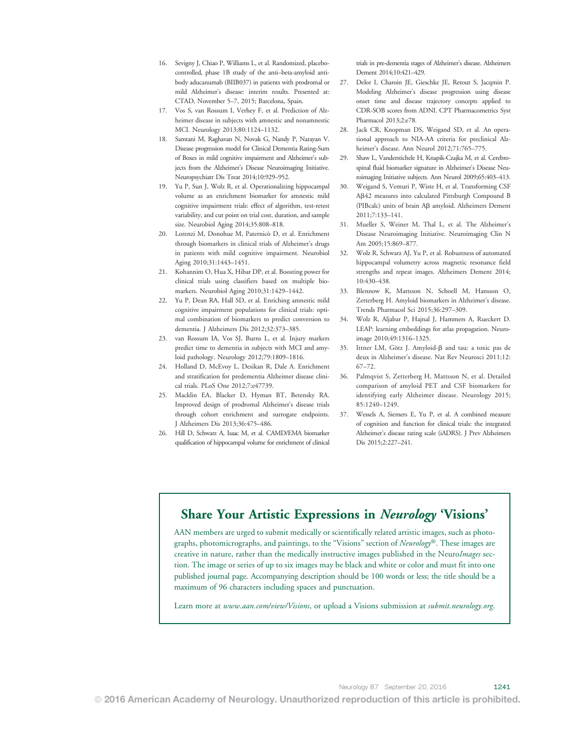16. Sevigny J, Chiao P, Williams L, et al. Randomized, placebo-controlled, phase 1B study of the anti–beta-amyloid antibody aducanumab (BIIB037) in patients with prodromal or mild Alzheimer's disease: interim results. Presented at: CTAD, November 5–7, 2015; Barcelona, Spain.
17. Vos S, van Rossum I, Verhey F, et al. Prediction of Alzheimer disease in subjects with amnestic and nonamnestic MCI. Neurology 2013;80:1124–1132.
18. Samtani M, Raghavan N, Novak G, Nandy P, Narayan V. Disease progression model for Clinical Dementia Rating-Sum of Boxes in mild cognitive impairment and Alzheimer's subjects from the Alzheimer's Disease Neuroimaging Initiative. Neuropsychiatr Dis Treat 2014;10:929–952.
19. Yu P, Sun J, Wolz R, et al. Operationalizing hippocampal volume as an enrichment biomarker for amnestic mild cognitive impairment trials: effect of algorithm, test-retest variability, and cut point on trial cost, duration, and sample size. Neurobiol Aging 2014;35:808–818.
20. Lorenzi M, Donohue M, Paternicò D, et al. Enrichment through biomarkers in clinical trials of Alzheimer's drugs in patients with mild cognitive impairment. Neurobiol Aging 2010;31:1443–1451.
21. Kohannim O, Hua X, Hibar DP, et al. Boosting power for clinical trials using classifiers based on multiple biomarkers. Neurobiol Aging 2010;31:1429–1442.
22. Yu P, Dean RA, Hall SD, et al. Enriching amnestic mild cognitive impairment populations for clinical trials: optimal combination of biomarkers to predict conversion to dementia. J Alzheimers Dis 2012;32:373–385.
23. van Rossum IA, Vos SJ, Burns L, et al. Injury markers predict time to dementia in subjects with MCI and amyloid pathology. Neurology 2012;79:1809–1816.
24. Holland D, McEvoy L, Desikan R, Dale A. Enrichment and stratification for predementia Alzheimer disease clinical trials. PLoS One 2012;7:e47739.
25. Macklin EA, Blacker D, Hyman BT, Betensky RA. Improved design of prodromal Alzheimer's disease trials through cohort enrichment and surrogate endpoints. J Alzheimers Dis 2013;36:475–486.
26. Hill D, Schwarz A, Isaac M, et al. CAMD/EMA biomarker qualification of hippocampal volume for enrichment of clinical trials in pre-dementia stages of Alzheimer's disease. Alzheimers Dement 2014;10:421–429.
27. Delor I, Charoin JE, Gieschke JE, Retout S, Jacqmin P. Modeling Alzheimer's disease progression using disease onset time and disease trajectory concepts applied to CDR-SOB scores from ADNI. CPT Pharmacometrics Syst Pharmacol 2013;2:e78.
28. Jack CR, Knopman DS, Weigand SD, et al. An operational approach to NIA-AA criteria for preclinical Alzheimer's disease. Ann Neurol 2012;71:765–775.
29. Shaw L, Vanderstichele H, Knapik-Czajka M, et al. Cerebrospinal fluid biomarker signature in Alzheimer's Disease Neuroimaging Initiative subjects. Ann Neurol 2009;65:403–413.
30. Weigand S, Vemuri P, Wiste H, et al. Transforming CSF Aβ42 measures into calculated Pittsburgh Compound B (PIBcalc) units of brain Aβ amyloid. Alzheimers Dement 2011;7:133–141.
31. Mueller S, Weiner M, Thal L, et al. The Alzheimer's Disease Neuroimaging Initiative. Neuroimaging Clin N Am 2005;15:869–877.
32. Wolz R, Schwarz AJ, Yu P, et al. Robustness of automated hippocampal volumetry across magnetic resonance field strengths and repeat images. Alzheimers Dement 2014;10:430–438.
33. Blennow K, Mattsson N, Schoell M, Hansson O, Zetterberg H. Amyloid biomarkers in Alzheimer's disease. Trends Pharmacol Sci 2015;36:297–309.
34. Wolz R, Aljabar P, Hajnal J, Hammers A, Rueckert D. LEAP: learning embeddings for atlas propagation. Neuroimage 2010;49:1316–1325.
35. Ittner LM, Götz J. Amyloid-β and tau: a toxic pas de deux in Alzheimer's disease. Nat Rev Neurosci 2011;12:67–72.
36. Palmqvist S, Zetterberg H, Mattsson N, et al. Detailed comparison of amyloid PET and CSF biomarkers for identifying early Alzheimer disease. Neurology 2015;85:1240–1249.
37. Wessels A, Siemers E, Yu P, et al. A combined measure of cognition and function for clinical trials: the integrated Alzheimer's disease rating scale (iADRS). J Prev Alzheimers Dis 2015;2:227–241.

## Share Your Artistic Expressions in *Neurology* 'Visions'

AAN members are urged to submit medically or scientifically related artistic images, such as photographs, photomicrographs, and paintings, to the "Visions" section of *Neurology*®. These images are creative in nature, rather than the medically instructive images published in the Neuro*Images* section. The image or series of up to six images may be black and white or color and must fit into one published journal page. Accompanying description should be 100 words or less; the title should be a maximum of 96 characters including spaces and punctuation.

Learn more at *www.aan.com/view/Visions*, or upload a Visions submission at *submit.neurology.org*.